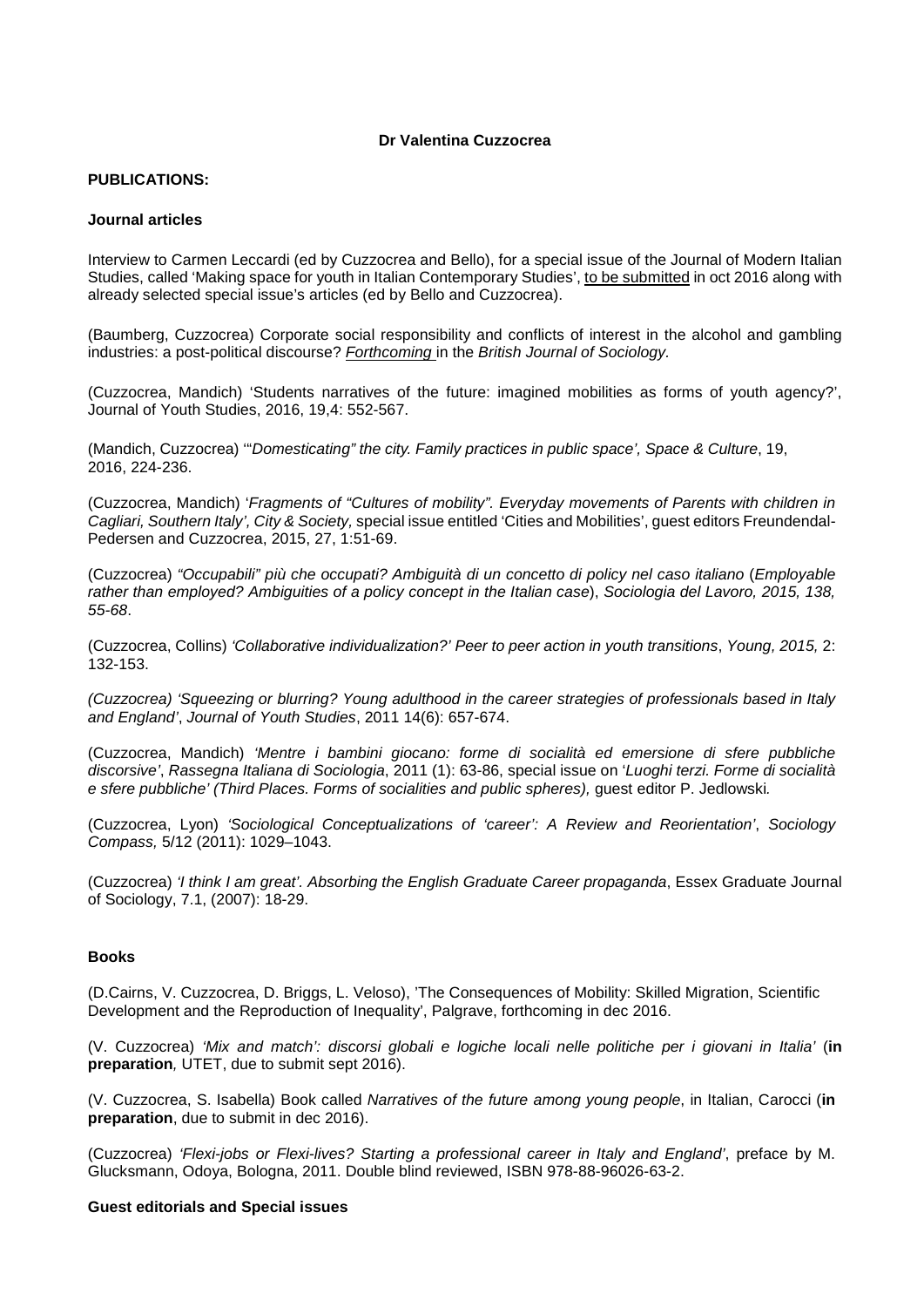**Dr Valentina Cuzzocrea**

**PUBLICATIONS:**

**Journal articles**

Interview to Carmen Leccardi (ed by Cuzzocrea and Bello), for a special issue of the Journal of Modern Italian Studies, called 'Making space for youth in Italian Contemporary Studies', <u>to be submitted</u> in oct 2016 along with already selected special issue's articles (ed by Bello and Cuzzocrea).

(Baumberg, Cuzzocrea) Corporate social responsibility and conflicts of interest in the alcohol and gambling industries: a post-political discourse? *<u>Forthcoming</u>* in the *British Journal of Sociology.*

(Cuzzocrea, Mandich) 'Students narratives of the future: imagined mobilities as forms of youth agency?', Journal of Youth Studies, 2016, 19,4: 552-567.

(Mandich, Cuzzocrea) '"*Domesticating" the city. Family practices in public space', Space & Culture*, 19, 2016, 224-236.

(Cuzzocrea, Mandich) '*Fragments of "Cultures of mobility". Everyday movements of Parents with children in Cagliari, Southern Italy', City & Society,* special issue entitled 'Cities and Mobilities', guest editors Freundendal-Pedersen and Cuzzocrea, 2015, 27, 1:51-69.

(Cuzzocrea) *"Occupabili" più che occupati? Ambiguità di un concetto di policy nel caso italiano* (*Employable rather than employed? Ambiguities of a policy concept in the Italian case*), *Sociologia del Lavoro, 2015, 138, 55-68*.

(Cuzzocrea, Collins) *'Collaborative individualization?' Peer to peer action in youth transitions*, *Young, 2015,* 2: 132-153.

*(Cuzzocrea) 'Squeezing or blurring? Young adulthood in the career strategies of professionals based in Italy and England'*, *Journal of Youth Studies*, 2011 14(6): 657-674.

(Cuzzocrea, Mandich) *'Mentre i bambini giocano: forme di socialità ed emersione di sfere pubbliche discorsive'*, *Rassegna Italiana di Sociologia*, 2011 (1): 63-86, special issue on '*Luoghi terzi. Forme di socialità e sfere pubbliche' (Third Places. Forms of socialities and public spheres),* guest editor P. Jedlowski*.*

(Cuzzocrea, Lyon) *'Sociological Conceptualizations of 'career': A Review and Reorientation'*, *Sociology Compass,* 5/12 (2011): 1029–1043.

(Cuzzocrea) *'I think I am great'. Absorbing the English Graduate Career propaganda*, Essex Graduate Journal of Sociology, 7.1, (2007): 18-29.

**Books**

(D.Cairns, V. Cuzzocrea, D. Briggs, L. Veloso), 'The Consequences of Mobility: Skilled Migration, Scientific Development and the Reproduction of Inequality', Palgrave, forthcoming in dec 2016.

(V. Cuzzocrea) *'Mix and match': discorsi globali e logiche locali nelle politiche per i giovani in Italia'* (**in preparation***,* UTET, due to submit sept 2016).

(V. Cuzzocrea, S. Isabella) Book called *Narratives of the future among young people*, in Italian, Carocci (**in preparation**, due to submit in dec 2016).

(Cuzzocrea) *'Flexi-jobs or Flexi-lives? Starting a professional career in Italy and England'*, preface by M. Glucksmann, Odoya, Bologna, 2011. Double blind reviewed, ISBN 978-88-96026-63-2.

**Guest editorials and Special issues**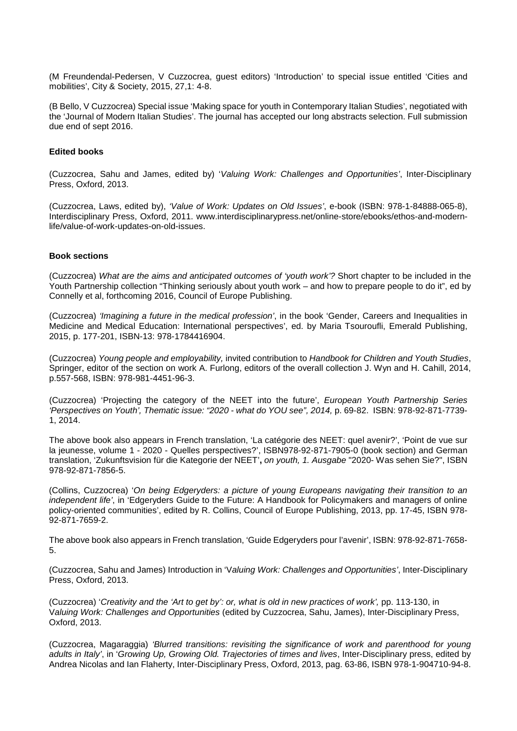(M Freundendal-Pedersen, V Cuzzocrea, guest editors) 'Introduction' to special issue entitled 'Cities and mobilities', City & Society, 2015, 27,1: 4-8.

(B Bello, V Cuzzocrea) Special issue 'Making space for youth in Contemporary Italian Studies', negotiated with the 'Journal of Modern Italian Studies'. The journal has accepted our long abstracts selection. Full submission due end of sept 2016.

**Edited books**

(Cuzzocrea, Sahu and James, edited by) '*Valuing Work: Challenges and Opportunities'*, Inter-Disciplinary Press, Oxford, 2013.

(Cuzzocrea, Laws, edited by), *'Value of Work: Updates on Old Issues'*, e-book (ISBN: 978-1-84888-065-8), Interdisciplinary Press, Oxford, 2011. www.interdisciplinarypress.net/online-store/ebooks/ethos-and-modern-life/value-of-work-updates-on-old-issues.

**Book sections**

(Cuzzocrea) *What are the aims and anticipated outcomes of 'youth work'?* Short chapter to be included in the Youth Partnership collection "Thinking seriously about youth work – and how to prepare people to do it", ed by Connelly et al, forthcoming 2016, Council of Europe Publishing.

(Cuzzocrea) *'Imagining a future in the medical profession'*, in the book 'Gender, Careers and Inequalities in Medicine and Medical Education: International perspectives', ed. by Maria Tsouroufli, Emerald Publishing, 2015, p. 177-201, ISBN-13: 978-1784416904.

(Cuzzocrea) *Young people and employability,* invited contribution to *Handbook for Children and Youth Studies*, Springer, editor of the section on work A. Furlong, editors of the overall collection J. Wyn and H. Cahill, 2014, p.557-568, ISBN: 978-981-4451-96-3.

(Cuzzocrea) 'Projecting the category of the NEET into the future', *European Youth Partnership Series 'Perspectives on Youth', Thematic issue: "2020 - what do YOU see", 2014,* p. 69-82. ISBN: 978-92-871-7739-1, 2014.

The above book also appears in French translation, 'La catégorie des NEET: quel avenir?', 'Point de vue sur la jeunesse, volume 1 - 2020 - Quelles perspectives?', ISBN978-92-871-7905-0 (book section) and German translation, 'Zukunftsvision für die Kategorie der NEET'**,** *on youth, 1. Ausgabe* "2020- Was sehen Sie?", ISBN 978-92-871-7856-5.

(Collins, Cuzzocrea) '*On being Edgeryders: a picture of young Europeans navigating their transition to an independent life'*, in 'Edgeryders Guide to the Future: A Handbook for Policymakers and managers of online policy-oriented communities', edited by R. Collins, Council of Europe Publishing, 2013, pp. 17-45, ISBN 978-92-871-7659-2.

The above book also appears in French translation, 'Guide Edgeryders pour l'avenir', ISBN: 978-92-871-7658-5.

(Cuzzocrea, Sahu and James) Introduction in 'V*aluing Work: Challenges and Opportunities'*, Inter-Disciplinary Press, Oxford, 2013.

(Cuzzocrea) '*Creativity and the 'Art to get by': or, what is old in new practices of work',* pp. 113-130, in V*aluing Work: Challenges and Opportunities* (edited by Cuzzocrea, Sahu, James), Inter-Disciplinary Press, Oxford, 2013.

(Cuzzocrea, Magaraggia) *'Blurred transitions: revisiting the significance of work and parenthood for young adults in Italy'*, in '*Growing Up, Growing Old. Trajectories of times and lives*, Inter-Disciplinary press, edited by Andrea Nicolas and Ian Flaherty, Inter-Disciplinary Press, Oxford, 2013, pag. 63-86, ISBN 978-1-904710-94-8.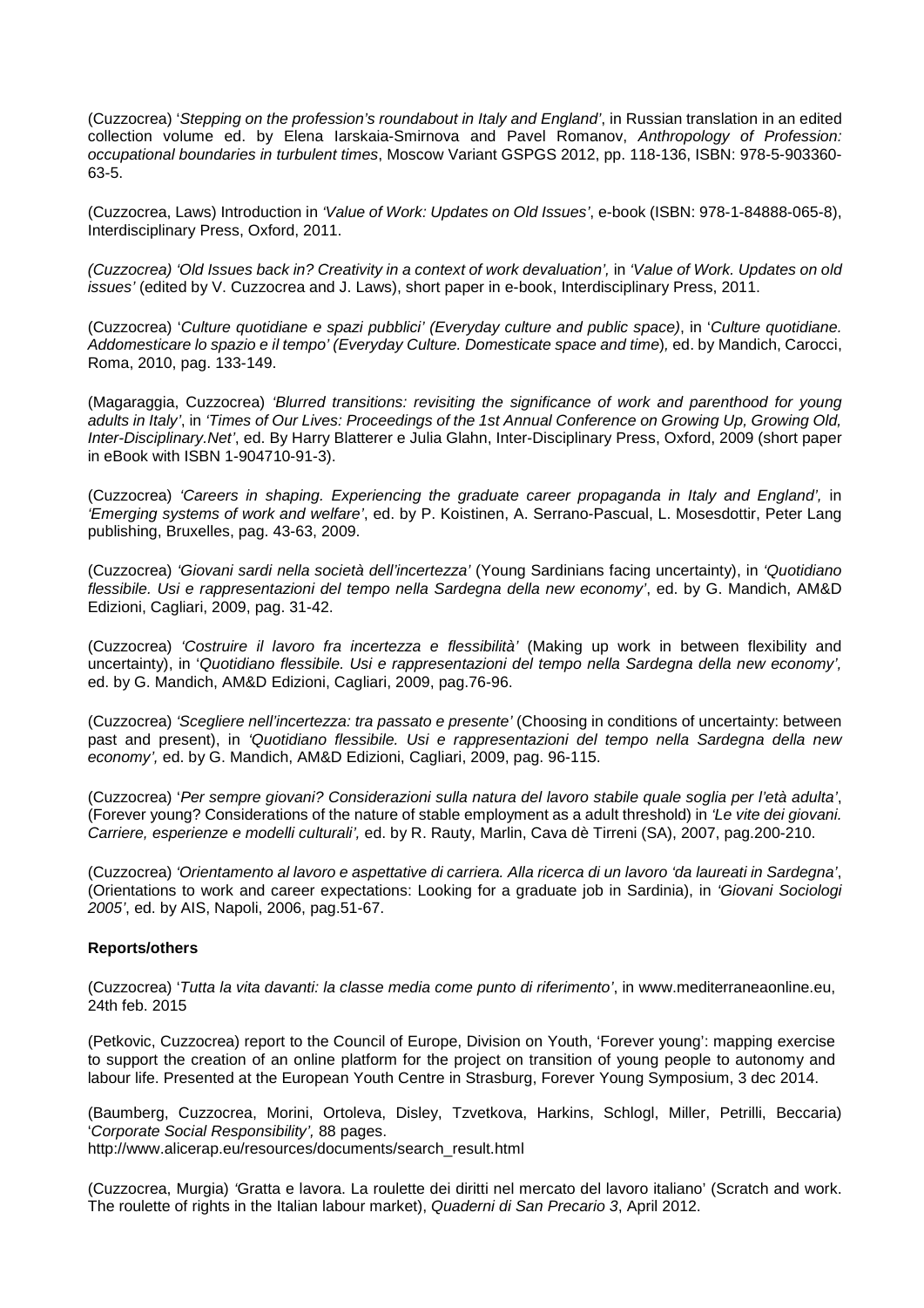(Cuzzocrea) '*Stepping on the profession's roundabout in Italy and England*', in Russian translation in an edited collection volume ed. by Elena Iarskaia-Smirnova and Pavel Romanov, *Anthropology of Profession: occupational boundaries in turbulent times*, Moscow Variant GSPGS 2012, pp. 118-136, ISBN: 978-5-903360-63-5.

(Cuzzocrea, Laws) Introduction in *'Value of Work: Updates on Old Issues'*, e-book (ISBN: 978-1-84888-065-8), Interdisciplinary Press, Oxford, 2011.

*(Cuzzocrea) 'Old Issues back in? Creativity in a context of work devaluation',* in *'Value of Work. Updates on old issues'* (edited by V. Cuzzocrea and J. Laws), short paper in e-book, Interdisciplinary Press, 2011.

(Cuzzocrea) '*Culture quotidiane e spazi pubblici' (Everyday culture and public space)*, in '*Culture quotidiane. Addomesticare lo spazio e il tempo' (Everyday Culture. Domesticate space and time),* ed. by Mandich, Carocci, Roma, 2010, pag. 133-149.

(Magaraggia, Cuzzocrea) *'Blurred transitions: revisiting the significance of work and parenthood for young adults in Italy'*, in *'Times of Our Lives: Proceedings of the 1st Annual Conference on Growing Up, Growing Old, Inter-Disciplinary.Net'*, ed. By Harry Blatterer e Julia Glahn, Inter-Disciplinary Press, Oxford, 2009 (short paper in eBook with ISBN 1-904710-91-3).

(Cuzzocrea) *'Careers in shaping. Experiencing the graduate career propaganda in Italy and England',* in *'Emerging systems of work and welfare'*, ed. by P. Koistinen, A. Serrano-Pascual, L. Mosesdottir, Peter Lang publishing, Bruxelles, pag. 43-63, 2009.

(Cuzzocrea) *'Giovani sardi nella società dell'incertezza'* (Young Sardinians facing uncertainty), in *'Quotidiano flessibile. Usi e rappresentazioni del tempo nella Sardegna della new economy'*, ed. by G. Mandich, AM&D Edizioni, Cagliari, 2009, pag. 31-42.

(Cuzzocrea) *'Costruire il lavoro fra incertezza e flessibilità'* (Making up work in between flexibility and uncertainty), in '*Quotidiano flessibile. Usi e rappresentazioni del tempo nella Sardegna della new economy',* ed. by G. Mandich, AM&D Edizioni, Cagliari, 2009, pag.76-96.

(Cuzzocrea) *'Scegliere nell'incertezza: tra passato e presente'* (Choosing in conditions of uncertainty: between past and present), in *'Quotidiano flessibile. Usi e rappresentazioni del tempo nella Sardegna della new economy',* ed. by G. Mandich, AM&D Edizioni, Cagliari, 2009, pag. 96-115.

(Cuzzocrea) '*Per sempre giovani? Considerazioni sulla natura del lavoro stabile quale soglia per l'età adulta'*, (Forever young? Considerations of the nature of stable employment as a adult threshold) in *'Le vite dei giovani. Carriere, esperienze e modelli culturali',* ed. by R. Rauty, Marlin, Cava dè Tirreni (SA), 2007, pag.200-210.

(Cuzzocrea) *'Orientamento al lavoro e aspettative di carriera. Alla ricerca di un lavoro 'da laureati in Sardegna'*, (Orientations to work and career expectations: Looking for a graduate job in Sardinia), in *'Giovani Sociologi 2005'*, ed. by AIS, Napoli, 2006, pag.51-67.

**Reports/others**

(Cuzzocrea) '*Tutta la vita davanti: la classe media come punto di riferimento'*, in www.mediterraneaonline.eu, 24th feb. 2015

(Petkovic, Cuzzocrea) report to the Council of Europe, Division on Youth, 'Forever young': mapping exercise to support the creation of an online platform for the project on transition of young people to autonomy and labour life. Presented at the European Youth Centre in Strasburg, Forever Young Symposium, 3 dec 2014.

(Baumberg, Cuzzocrea, Morini, Ortoleva, Disley, Tzvetkova, Harkins, Schlogl, Miller, Petrilli, Beccaria) '*Corporate Social Responsibility',* 88 pages.
http://www.alicerap.eu/resources/documents/search_result.html

(Cuzzocrea, Murgia) 'Gratta e lavora. La roulette dei diritti nel mercato del lavoro italiano' (Scratch and work. The roulette of rights in the Italian labour market), *Quaderni di San Precario 3*, April 2012.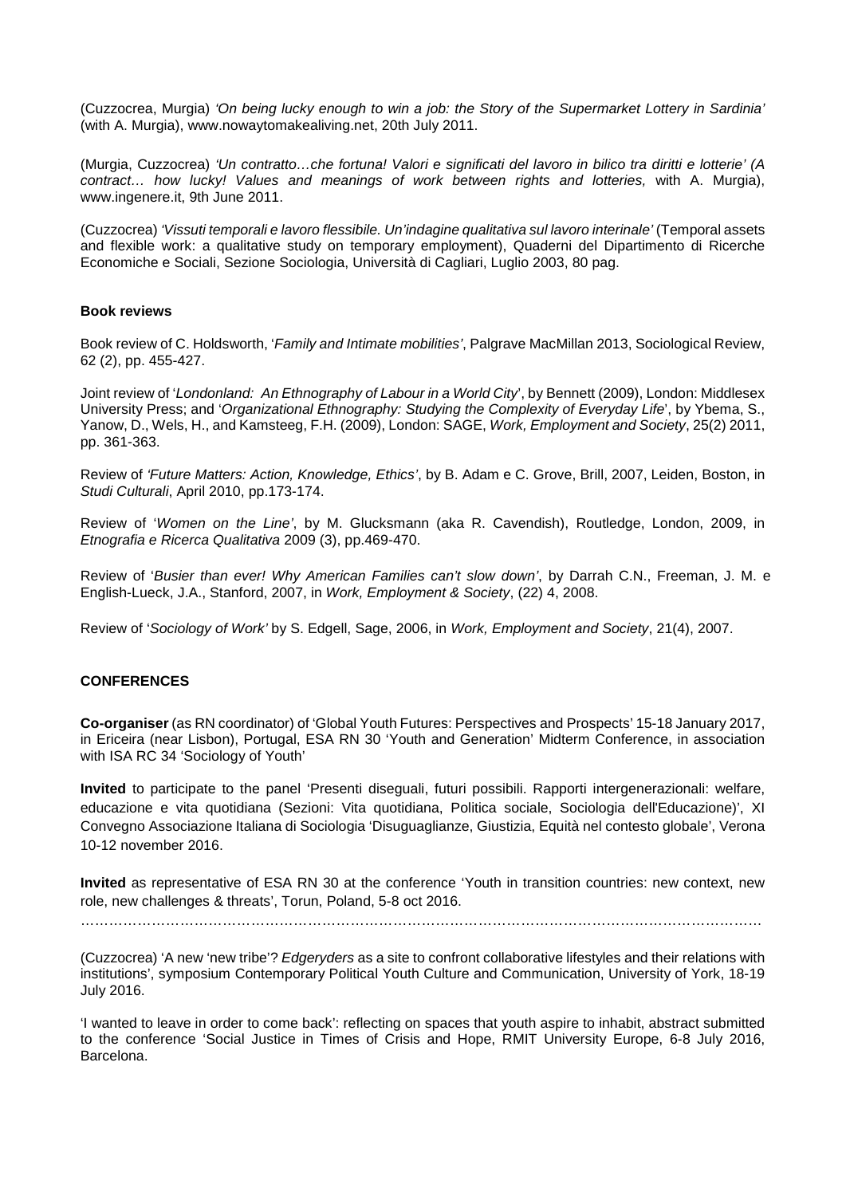(Cuzzocrea, Murgia) *'On being lucky enough to win a job: the Story of the Supermarket Lottery in Sardinia'* (with A. Murgia), www.nowaytomakealiving.net, 20th July 2011.

(Murgia, Cuzzocrea) *'Un contratto…che fortuna! Valori e significati del lavoro in bilico tra diritti e lotterie' (A contract… how lucky! Values and meanings of work between rights and lotteries,* with A. Murgia), www.ingenere.it, 9th June 2011.

(Cuzzocrea) *'Vissuti temporali e lavoro flessibile. Un'indagine qualitativa sul lavoro interinale'* (Temporal assets and flexible work: a qualitative study on temporary employment), Quaderni del Dipartimento di Ricerche Economiche e Sociali, Sezione Sociologia, Università di Cagliari, Luglio 2003, 80 pag.

**Book reviews**

Book review of C. Holdsworth, '*Family and Intimate mobilities'*, Palgrave MacMillan 2013, Sociological Review, 62 (2), pp. 455-427.

Joint review of '*Londonland: An Ethnography of Labour in a World City*', by Bennett (2009), London: Middlesex University Press; and '*Organizational Ethnography: Studying the Complexity of Everyday Life*', by Ybema, S., Yanow, D., Wels, H., and Kamsteeg, F.H. (2009), London: SAGE, *Work, Employment and Society*, 25(2) 2011, pp. 361-363.

Review of *'Future Matters: Action, Knowledge, Ethics'*, by B. Adam e C. Grove, Brill, 2007, Leiden, Boston, in *Studi Culturali*, April 2010, pp.173-174.

Review of '*Women on the Line'*, by M. Glucksmann (aka R. Cavendish), Routledge, London, 2009, in *Etnografia e Ricerca Qualitativa* 2009 (3), pp.469-470.

Review of '*Busier than ever! Why American Families can't slow down'*, by Darrah C.N., Freeman, J. M. e English-Lueck, J.A., Stanford, 2007, in *Work, Employment & Society*, (22) 4, 2008.

Review of '*Sociology of Work'* by S. Edgell, Sage, 2006, in *Work, Employment and Society*, 21(4), 2007.

**CONFERENCES**

**Co-organiser** (as RN coordinator) of 'Global Youth Futures: Perspectives and Prospects' 15-18 January 2017, in Ericeira (near Lisbon), Portugal, ESA RN 30 'Youth and Generation' Midterm Conference, in association with ISA RC 34 'Sociology of Youth'

**Invited** to participate to the panel 'Presenti diseguali, futuri possibili. Rapporti intergenerazionali: welfare, educazione e vita quotidiana (Sezioni: Vita quotidiana, Politica sociale, Sociologia dell'Educazione)', XI Convegno Associazione Italiana di Sociologia 'Disuguaglianze, Giustizia, Equità nel contesto globale', Verona 10-12 november 2016.

**Invited** as representative of ESA RN 30 at the conference 'Youth in transition countries: new context, new role, new challenges & threats', Torun, Poland, 5-8 oct 2016.

……………………………………………………………………………………………………………………

(Cuzzocrea) 'A new 'new tribe'? *Edgeryders* as a site to confront collaborative lifestyles and their relations with institutions', symposium Contemporary Political Youth Culture and Communication, University of York, 18-19 July 2016.

'I wanted to leave in order to come back': reflecting on spaces that youth aspire to inhabit, abstract submitted to the conference 'Social Justice in Times of Crisis and Hope, RMIT University Europe, 6-8 July 2016, Barcelona.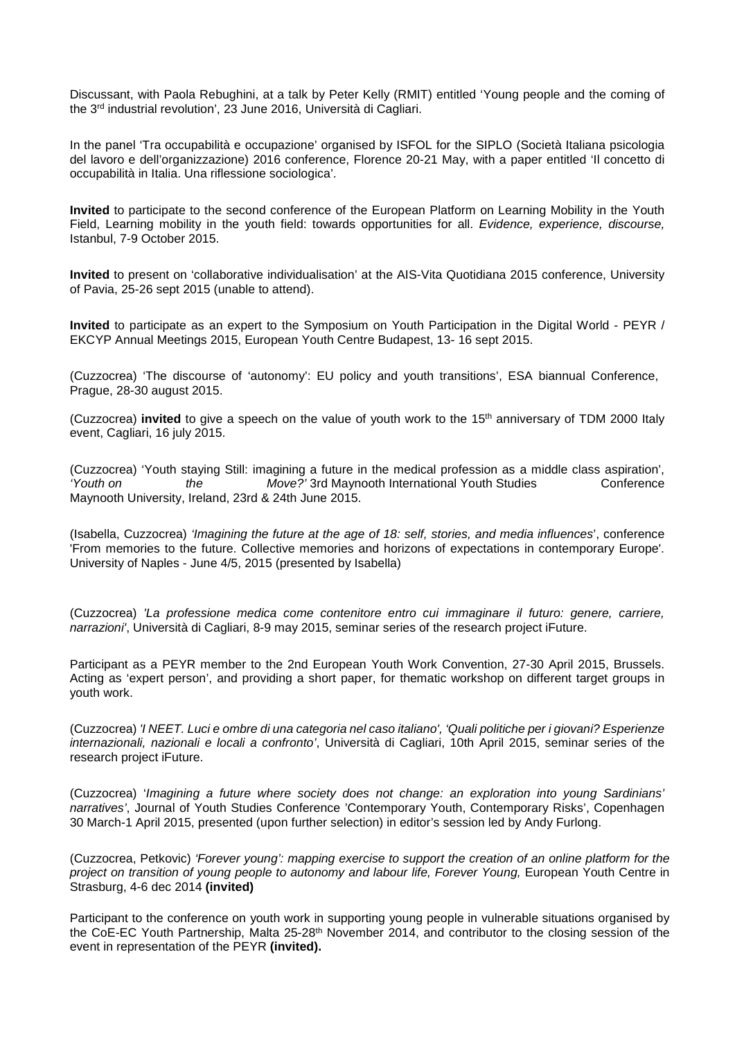Discussant, with Paola Rebughini, at a talk by Peter Kelly (RMIT) entitled 'Young people and the coming of the 3rd industrial revolution', 23 June 2016, Università di Cagliari.

In the panel 'Tra occupabilità e occupazione' organised by ISFOL for the SIPLO (Società Italiana psicologia del lavoro e dell'organizzazione) 2016 conference, Florence 20-21 May, with a paper entitled 'Il concetto di occupabilità in Italia. Una riflessione sociologica'.

**Invited** to participate to the second conference of the European Platform on Learning Mobility in the Youth Field, Learning mobility in the youth field: towards opportunities for all. *Evidence, experience, discourse,* Istanbul, 7-9 October 2015.

**Invited** to present on 'collaborative individualisation' at the AIS-Vita Quotidiana 2015 conference, University of Pavia, 25-26 sept 2015 (unable to attend).

**Invited** to participate as an expert to the Symposium on Youth Participation in the Digital World - PEYR / EKCYP Annual Meetings 2015, European Youth Centre Budapest, 13- 16 sept 2015.

(Cuzzocrea) 'The discourse of 'autonomy': EU policy and youth transitions', ESA biannual Conference, Prague, 28-30 august 2015.

(Cuzzocrea) **invited** to give a speech on the value of youth work to the 15th anniversary of TDM 2000 Italy event, Cagliari, 16 july 2015.

(Cuzzocrea) 'Youth staying Still: imagining a future in the medical profession as a middle class aspiration', *'Youth on the Move?'* 3rd Maynooth International Youth Studies Conference Maynooth University, Ireland, 23rd & 24th June 2015.

(Isabella, Cuzzocrea) *'Imagining the future at the age of 18: self, stories, and media influences*', conference 'From memories to the future. Collective memories and horizons of expectations in contemporary Europe'. University of Naples - June 4/5, 2015 (presented by Isabella)

(Cuzzocrea) *'La professione medica come contenitore entro cui immaginare il futuro: genere, carriere, narrazioni'*, Università di Cagliari, 8-9 may 2015, seminar series of the research project iFuture.

Participant as a PEYR member to the 2nd European Youth Work Convention, 27-30 April 2015, Brussels. Acting as 'expert person', and providing a short paper, for thematic workshop on different target groups in youth work.

(Cuzzocrea) *'I NEET. Luci e ombre di una categoria nel caso italiano', 'Quali politiche per i giovani? Esperienze internazionali, nazionali e locali a confronto'*, Università di Cagliari, 10th April 2015, seminar series of the research project iFuture.

(Cuzzocrea) '*Imagining a future where society does not change: an exploration into young Sardinians' narratives'*, Journal of Youth Studies Conference 'Contemporary Youth, Contemporary Risks', Copenhagen 30 March-1 April 2015, presented (upon further selection) in editor's session led by Andy Furlong.

(Cuzzocrea, Petkovic) *'Forever young': mapping exercise to support the creation of an online platform for the project on transition of young people to autonomy and labour life, Forever Young,* European Youth Centre in Strasburg, 4-6 dec 2014 **(invited)**

Participant to the conference on youth work in supporting young people in vulnerable situations organised by the CoE-EC Youth Partnership, Malta 25-28th November 2014, and contributor to the closing session of the event in representation of the PEYR **(invited).**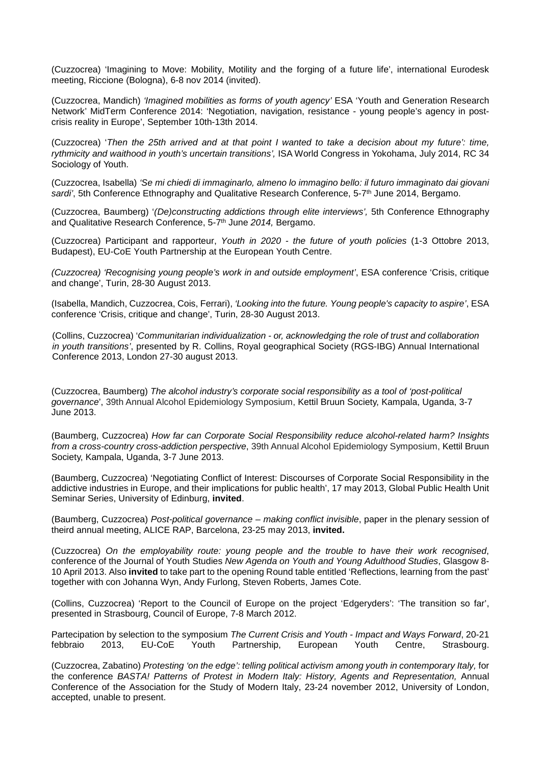(Cuzzocrea) 'Imagining to Move: Mobility, Motility and the forging of a future life', international Eurodesk meeting, Riccione (Bologna), 6-8 nov 2014 (invited).

(Cuzzocrea, Mandich) *'Imagined mobilities as forms of youth agency'* ESA 'Youth and Generation Research Network' MidTerm Conference 2014: 'Negotiation, navigation, resistance - young people's agency in post-crisis reality in Europe', September 10th-13th 2014.

(Cuzzocrea) '*Then the 25th arrived and at that point I wanted to take a decision about my future': time, rythmicity and waithood in youth's uncertain transitions',* ISA World Congress in Yokohama, July 2014, RC 34 Sociology of Youth.

(Cuzzocrea, Isabella) *'Se mi chiedi di immaginarlo, almeno lo immagino bello: il futuro immaginato dai giovani sardi'*, 5th Conference Ethnography and Qualitative Research Conference, 5-7th June 2014, Bergamo.

(Cuzzocrea, Baumberg) '*(De)constructing addictions through elite interviews',* 5th Conference Ethnography and Qualitative Research Conference, 5-7th June *2014,* Bergamo.

(Cuzzocrea) Participant and rapporteur, *Youth in 2020 - the future of youth policies* (1-3 Ottobre 2013, Budapest), EU-CoE Youth Partnership at the European Youth Centre.

*(Cuzzocrea) 'Recognising young people's work in and outside employment'*, ESA conference 'Crisis, critique and change', Turin, 28-30 August 2013.

(Isabella, Mandich, Cuzzocrea, Cois, Ferrari), *'Looking into the future. Young people's capacity to aspire'*, ESA conference 'Crisis, critique and change', Turin, 28-30 August 2013.

(Collins, Cuzzocrea) '*Communitarian individualization - or, acknowledging the role of trust and collaboration in youth transitions'*, presented by R. Collins, Royal geographical Society (RGS-IBG) Annual International Conference 2013, London 27-30 august 2013.

(Cuzzocrea, Baumberg) *The alcohol industry's corporate social responsibility as a tool of 'post-political governance*', 39th Annual Alcohol Epidemiology Symposium, Kettil Bruun Society, Kampala, Uganda, 3-7 June 2013.

(Baumberg, Cuzzocrea) *How far can Corporate Social Responsibility reduce alcohol-related harm? Insights from a cross-country cross-addiction perspective*, 39th Annual Alcohol Epidemiology Symposium, Kettil Bruun Society, Kampala, Uganda, 3-7 June 2013.

(Baumberg, Cuzzocrea) 'Negotiating Conflict of Interest: Discourses of Corporate Social Responsibility in the addictive industries in Europe, and their implications for public health', 17 may 2013, Global Public Health Unit Seminar Series, University of Edinburg, **invited**.

(Baumberg, Cuzzocrea) *Post-political governance – making conflict invisible*, paper in the plenary session of theird annual meeting, ALICE RAP, Barcelona, 23-25 may 2013, **invited.**

(Cuzzocrea) *On the employability route: young people and the trouble to have their work recognised*, conference of the Journal of Youth Studies *New Agenda on Youth and Young Adulthood Studies*, Glasgow 8-10 April 2013. Also **invited** to take part to the opening Round table entitled 'Reflections, learning from the past' together with con Johanna Wyn, Andy Furlong, Steven Roberts, James Cote.

(Collins, Cuzzocrea) 'Report to the Council of Europe on the project 'Edgeryders': 'The transition so far', presented in Strasbourg, Council of Europe, 7-8 March 2012.

Partecipation by selection to the symposium *The Current Crisis and Youth - Impact and Ways Forward*, 20-21 febbraio 2013, EU-CoE Youth Partnership, European Youth Centre, Strasbourg.

(Cuzzocrea, Zabatino) *Protesting 'on the edge': telling political activism among youth in contemporary Italy,* for the conference *BASTA! Patterns of Protest in Modern Italy: History, Agents and Representation,* Annual Conference of the Association for the Study of Modern Italy, 23-24 november 2012, University of London, accepted, unable to present.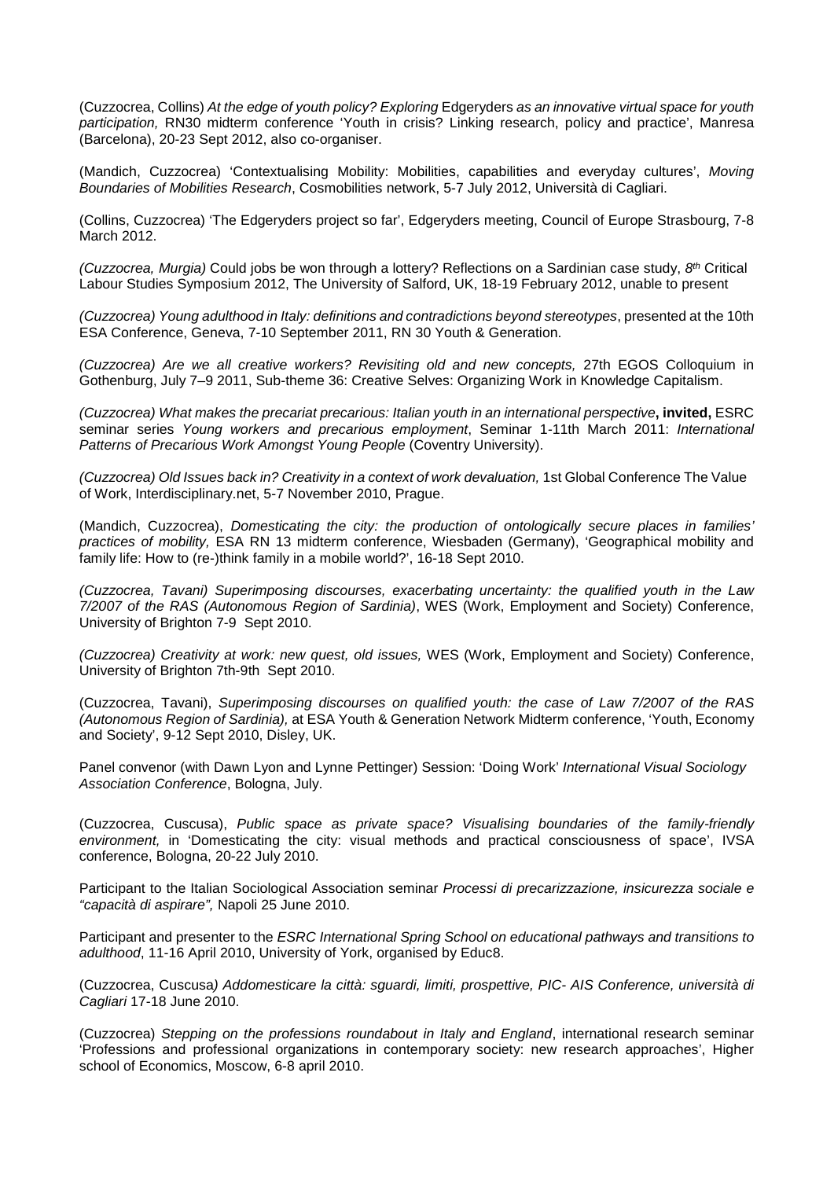(Cuzzocrea, Collins) *At the edge of youth policy? Exploring* Edgeryders *as an innovative virtual space for youth participation,* RN30 midterm conference 'Youth in crisis? Linking research, policy and practice', Manresa (Barcelona), 20-23 Sept 2012, also co-organiser.

(Mandich, Cuzzocrea) 'Contextualising Mobility: Mobilities, capabilities and everyday cultures', *Moving Boundaries of Mobilities Research*, Cosmobilities network, 5-7 July 2012, Università di Cagliari.

(Collins, Cuzzocrea) 'The Edgeryders project so far', Edgeryders meeting, Council of Europe Strasbourg, 7-8 March 2012.

*(Cuzzocrea, Murgia)* Could jobs be won through a lottery? Reflections on a Sardinian case study, *8th* Critical Labour Studies Symposium 2012, The University of Salford, UK, 18-19 February 2012, unable to present

*(Cuzzocrea) Young adulthood in Italy: definitions and contradictions beyond stereotypes*, presented at the 10th ESA Conference, Geneva, 7-10 September 2011, RN 30 Youth & Generation.

*(Cuzzocrea) Are we all creative workers? Revisiting old and new concepts,* 27th EGOS Colloquium in Gothenburg, July 7–9 2011, Sub-theme 36: Creative Selves: Organizing Work in Knowledge Capitalism.

*(Cuzzocrea) What makes the precariat precarious: Italian youth in an international perspective*, **invited,** ESRC seminar series *Young workers and precarious employment*, Seminar 1-11th March 2011: *International Patterns of Precarious Work Amongst Young People* (Coventry University).

*(Cuzzocrea) Old Issues back in? Creativity in a context of work devaluation,* 1st Global Conference The Value of Work, Interdisciplinary.net, 5-7 November 2010, Prague.

(Mandich, Cuzzocrea), *Domesticating the city: the production of ontologically secure places in families' practices of mobility,* ESA RN 13 midterm conference, Wiesbaden (Germany), 'Geographical mobility and family life: How to (re-)think family in a mobile world?', 16-18 Sept 2010.

*(Cuzzocrea, Tavani) Superimposing discourses, exacerbating uncertainty: the qualified youth in the Law 7/2007 of the RAS (Autonomous Region of Sardinia)*, WES (Work, Employment and Society) Conference, University of Brighton 7-9 Sept 2010.

*(Cuzzocrea) Creativity at work: new quest, old issues,* WES (Work, Employment and Society) Conference, University of Brighton 7th-9th Sept 2010.

(Cuzzocrea, Tavani), *Superimposing discourses on qualified youth: the case of Law 7/2007 of the RAS (Autonomous Region of Sardinia),* at ESA Youth & Generation Network Midterm conference, 'Youth, Economy and Society', 9-12 Sept 2010, Disley, UK.

Panel convenor (with Dawn Lyon and Lynne Pettinger) Session: 'Doing Work' *International Visual Sociology Association Conference*, Bologna, July.

(Cuzzocrea, Cuscusa), *Public space as private space? Visualising boundaries of the family-friendly environment,* in 'Domesticating the city: visual methods and practical consciousness of space', IVSA conference, Bologna, 20-22 July 2010.

Participant to the Italian Sociological Association seminar *Processi di precarizzazione, insicurezza sociale e "capacità di aspirare",* Napoli 25 June 2010.

Participant and presenter to the *ESRC International Spring School on educational pathways and transitions to adulthood*, 11-16 April 2010, University of York, organised by Educ8.

(Cuzzocrea, Cuscusa*) Addomesticare la città: sguardi, limiti, prospettive, PIC- AIS Conference, università di Cagliari* 17-18 June 2010.

(Cuzzocrea) *Stepping on the professions roundabout in Italy and England*, international research seminar 'Professions and professional organizations in contemporary society: new research approaches', Higher school of Economics, Moscow, 6-8 april 2010.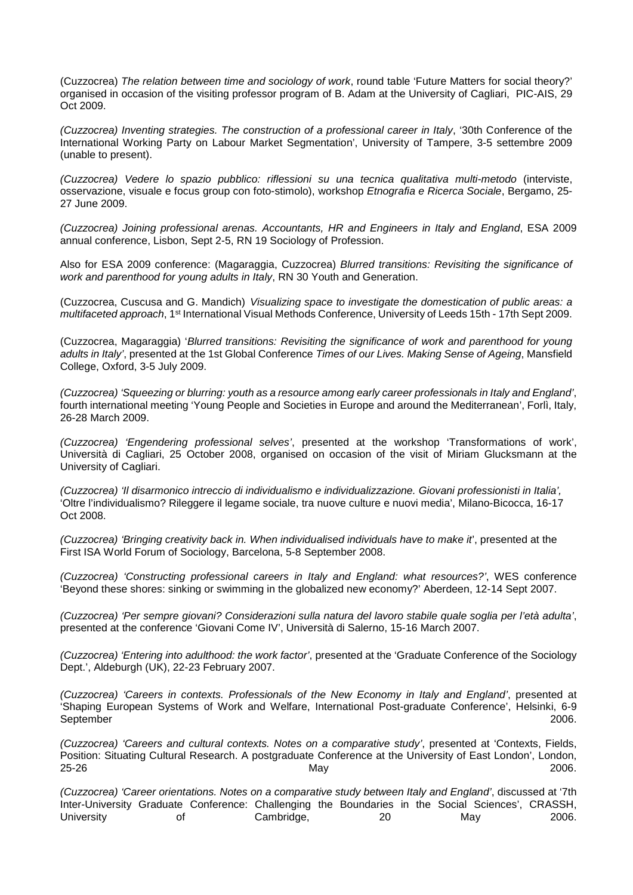(Cuzzocrea) *The relation between time and sociology of work*, round table 'Future Matters for social theory?' organised in occasion of the visiting professor program of B. Adam at the University of Cagliari, PIC-AIS, 29 Oct 2009.

*(Cuzzocrea) Inventing strategies. The construction of a professional career in Italy*, '30th Conference of the International Working Party on Labour Market Segmentation', University of Tampere, 3-5 settembre 2009 (unable to present).

*(Cuzzocrea) Vedere lo spazio pubblico: riflessioni su una tecnica qualitativa multi-metodo* (interviste, osservazione, visuale e focus group con foto-stimolo), workshop *Etnografia e Ricerca Sociale*, Bergamo, 25-27 June 2009.

*(Cuzzocrea) Joining professional arenas. Accountants, HR and Engineers in Italy and England*, ESA 2009 annual conference, Lisbon, Sept 2-5, RN 19 Sociology of Profession.

Also for ESA 2009 conference: (Magaraggia, Cuzzocrea) *Blurred transitions: Revisiting the significance of work and parenthood for young adults in Italy*, RN 30 Youth and Generation.

(Cuzzocrea, Cuscusa and G. Mandich) *Visualizing space to investigate the domestication of public areas: a multifaceted approach*, 1st International Visual Methods Conference, University of Leeds 15th - 17th Sept 2009.

(Cuzzocrea, Magaraggia) '*Blurred transitions: Revisiting the significance of work and parenthood for young adults in Italy*', presented at the 1st Global Conference *Times of our Lives. Making Sense of Ageing*, Mansfield College, Oxford, 3-5 July 2009.

*(Cuzzocrea) 'Squeezing or blurring: youth as a resource among early career professionals in Italy and England'*, fourth international meeting 'Young People and Societies in Europe and around the Mediterranean', Forlì, Italy, 26-28 March 2009.

*(Cuzzocrea) 'Engendering professional selves'*, presented at the workshop 'Transformations of work', Università di Cagliari, 25 October 2008, organised on occasion of the visit of Miriam Glucksmann at the University of Cagliari.

*(Cuzzocrea) 'Il disarmonico intreccio di individualismo e individualizzazione. Giovani professionisti in Italia',* 'Oltre l'individualismo? Rileggere il legame sociale, tra nuove culture e nuovi media', Milano-Bicocca, 16-17 Oct 2008.

*(Cuzzocrea) 'Bringing creativity back in. When individualised individuals have to make it*', presented at the First ISA World Forum of Sociology, Barcelona, 5-8 September 2008.

*(Cuzzocrea) 'Constructing professional careers in Italy and England: what resources?'*, WES conference 'Beyond these shores: sinking or swimming in the globalized new economy?' Aberdeen, 12-14 Sept 2007.

*(Cuzzocrea) 'Per sempre giovani? Considerazioni sulla natura del lavoro stabile quale soglia per l'età adulta'*, presented at the conference 'Giovani Come IV', Università di Salerno, 15-16 March 2007.

*(Cuzzocrea) 'Entering into adulthood: the work factor'*, presented at the 'Graduate Conference of the Sociology Dept.', Aldeburgh (UK), 22-23 February 2007.

*(Cuzzocrea) 'Careers in contexts. Professionals of the New Economy in Italy and England'*, presented at 'Shaping European Systems of Work and Welfare, International Post-graduate Conference', Helsinki, 6-9 September 2006.

*(Cuzzocrea) 'Careers and cultural contexts. Notes on a comparative study'*, presented at 'Contexts, Fields, Position: Situating Cultural Research. A postgraduate Conference at the University of East London', London, 25-26 May 2006.

*(Cuzzocrea) 'Career orientations. Notes on a comparative study between Italy and England'*, discussed at '7th Inter-University Graduate Conference: Challenging the Boundaries in the Social Sciences', CRASSH, University of Cambridge, 20 May 2006.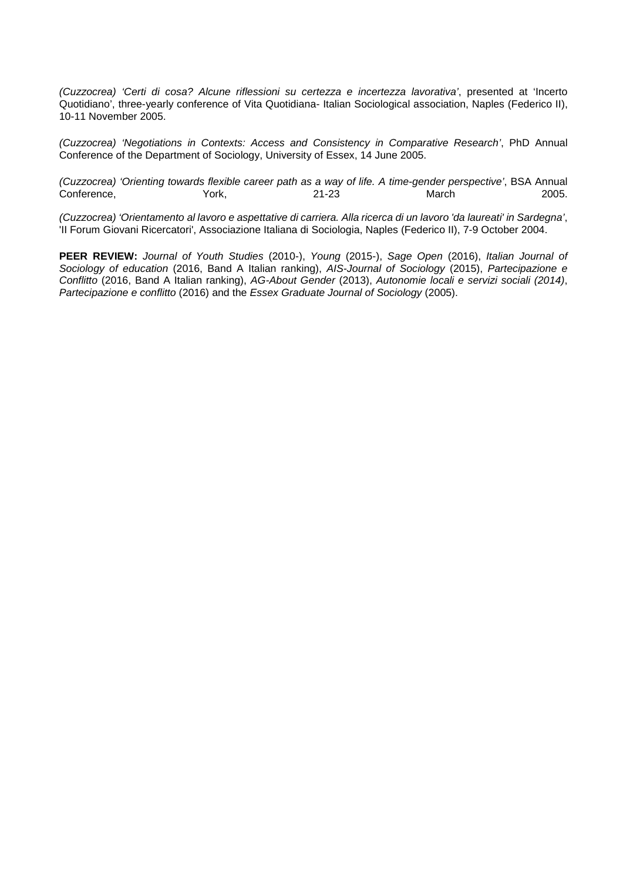*(Cuzzocrea) 'Certi di cosa? Alcune riflessioni su certezza e incertezza lavorativa'*, presented at 'Incerto Quotidiano', three-yearly conference of Vita Quotidiana- Italian Sociological association, Naples (Federico II), 10-11 November 2005.

*(Cuzzocrea) 'Negotiations in Contexts: Access and Consistency in Comparative Research'*, PhD Annual Conference of the Department of Sociology, University of Essex, 14 June 2005.

*(Cuzzocrea) 'Orienting towards flexible career path as a way of life. A time-gender perspective'*, BSA Annual Conference, York, 21-23 March 2005.

*(Cuzzocrea) 'Orientamento al lavoro e aspettative di carriera. Alla ricerca di un lavoro 'da laureati' in Sardegna'*, 'II Forum Giovani Ricercatori', Associazione Italiana di Sociologia, Naples (Federico II), 7-9 October 2004.

**PEER REVIEW:** *Journal of Youth Studies* (2010-), *Young* (2015-), *Sage Open* (2016), *Italian Journal of Sociology of education* (2016, Band A Italian ranking), *AIS-Journal of Sociology* (2015), *Partecipazione e Conflitto* (2016, Band A Italian ranking), *AG-About Gender* (2013), *Autonomie locali e servizi sociali (2014)*, *Partecipazione e conflitto* (2016) and the *Essex Graduate Journal of Sociology* (2005).